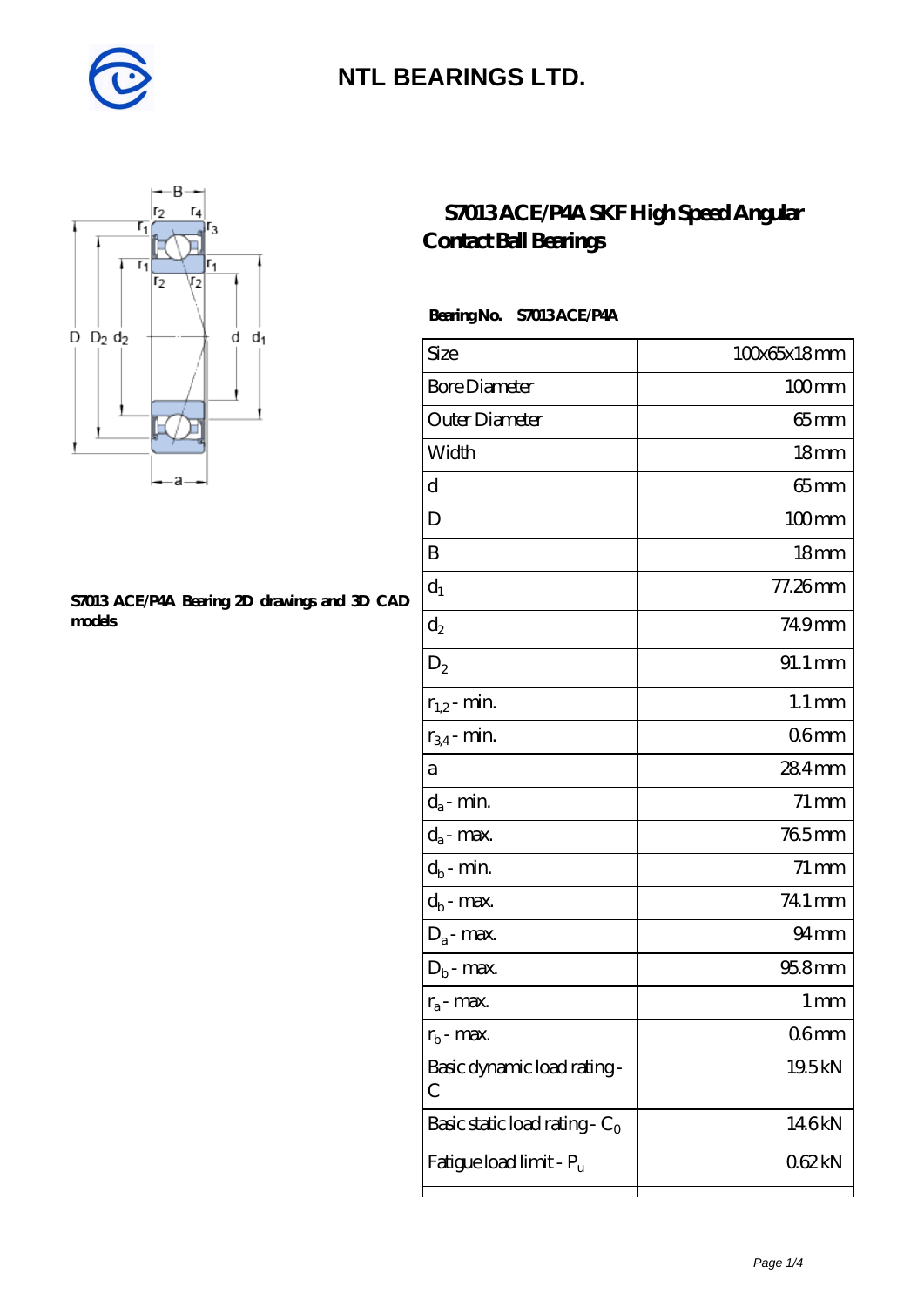# NTL BEARINGS LTD.

## S7013 ACE/P4A SKF High Speed Angular Contact Ball Bearings

**Bearing No. S7013 ACE/P4A**

**S7013 ACE/P4A Bearing 2D drawings and 3D CAD models**

| Size | 100x65x18 mm |
|---|---|
| Bore Diameter | 100 mm |
| Outer Diameter | 65 mm |
| Width | 18 mm |
| d | 65 mm |
| D | 100 mm |
| B | 18 mm |
| $d_1$ | 77.26 mm |
| $d_2$ | 74.9 mm |
| $D_2$ | 91.1 mm |
| $r_{1,2}$ - min. | 1.1 mm |
| $r_{3,4}$ - min. | 0.6 mm |
| a | 28.4 mm |
| $d_a$ - min. | 71 mm |
| $d_a$ - max. | 76.5 mm |
| $d_b$ - min. | 71 mm |
| $d_b$ - max. | 74.1 mm |
| $D_a$ - max. | 94 mm |
| $D_b$ - max. | 95.8 mm |
| $r_a$ - max. | 1 mm |
| $r_b$ - max. | 0.6 mm |
| Basic dynamic load rating - C | 19.5 kN |
| Basic static load rating - $C_0$ | 14.6 kN |
| Fatigue load limit - $P_u$ | 0.62 kN |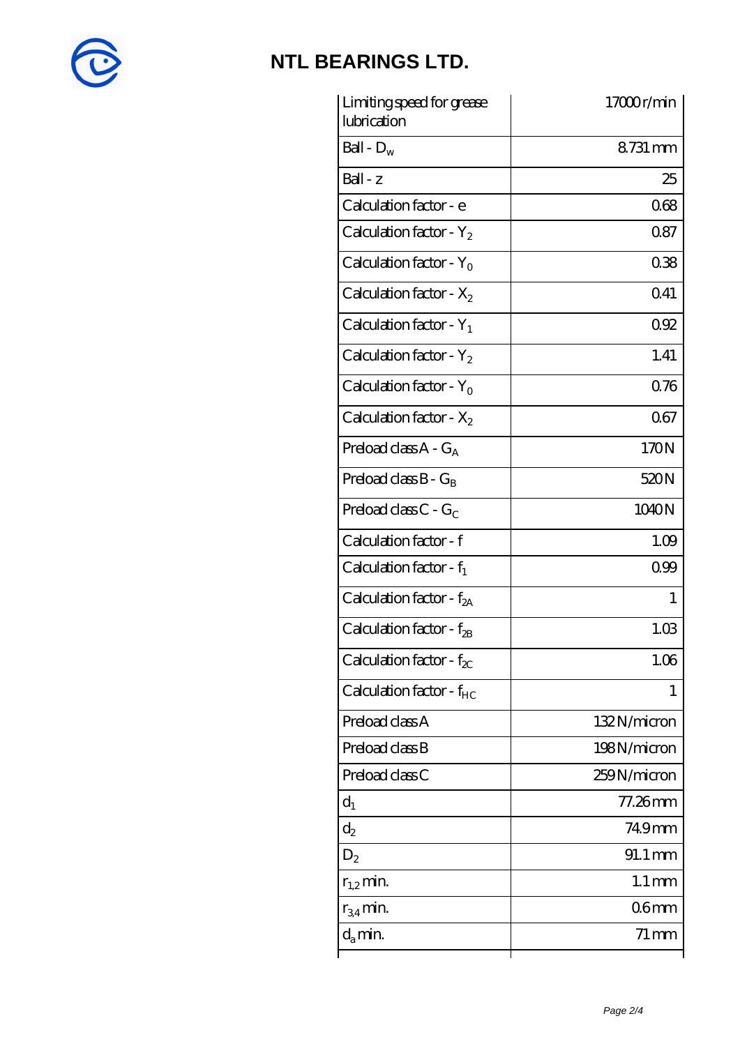# NTL BEARINGS LTD.

| | |
|---|---|
| Limiting speed for grease lubrication | 17000 r/min |
| Ball - $D_w$ | 8.731 mm |
| Ball - z | 25 |
| Calculation factor - e | 0.68 |
| Calculation factor - $Y_2$ | 0.87 |
| Calculation factor - $Y_0$ | 0.38 |
| Calculation factor - $X_2$ | 0.41 |
| Calculation factor - $Y_1$ | 0.92 |
| Calculation factor - $Y_2$ | 1.41 |
| Calculation factor - $Y_0$ | 0.76 |
| Calculation factor - $X_2$ | 0.67 |
| Preload class A - $G_A$ | 170 N |
| Preload class B - $G_B$ | 520 N |
| Preload class C - $G_C$ | 1040 N |
| Calculation factor - f | 1.09 |
| Calculation factor - $f_1$ | 0.99 |
| Calculation factor - $f_{2A}$ | 1 |
| Calculation factor - $f_{2B}$ | 1.03 |
| Calculation factor - $f_{2C}$ | 1.06 |
| Calculation factor - $f_{HC}$ | 1 |
| Preload class A | 132 N/micron |
| Preload class B | 198 N/micron |
| Preload class C | 259 N/micron |
| $d_1$ | 77.26 mm |
| $d_2$ | 74.9 mm |
| $D_2$ | 91.1 mm |
| $r_{1,2}$ min. | 1.1 mm |
| $r_{3,4}$ min. | 0.6 mm |
| $d_a$ min. | 71 mm |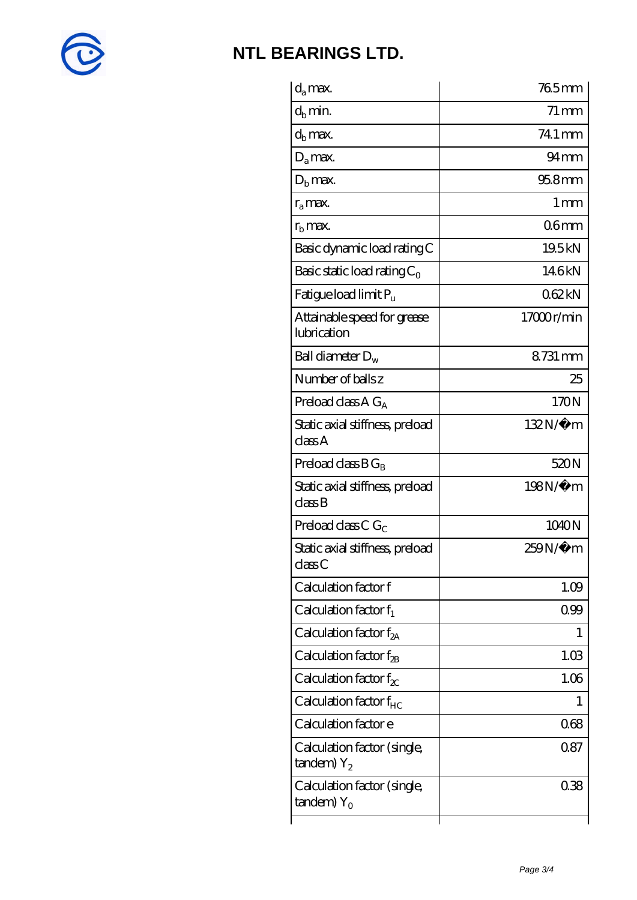# NTL BEARINGS LTD.

| | |
|---|---|
| $d_a$ max. | 76.5 mm |
| $d_b$ min. | 71 mm |
| $d_b$ max. | 74.1 mm |
| $D_a$ max. | 94 mm |
| $D_b$ max. | 95.8 mm |
| $r_a$ max. | 1 mm |
| $r_b$ max. | 0.6 mm |
| Basic dynamic load rating C | 19.5 kN |
| Basic static load rating $C_0$ | 14.6 kN |
| Fatigue load limit $P_u$ | 0.62 kN |
| Attainable speed for grease lubrication | 17000 r/min |
| Ball diameter $D_w$ | 8.731 mm |
| Number of balls z | 25 |
| Preload class A $G_A$ | 170 N |
| Static axial stiffness, preload class A | 132 N/�m |
| Preload class B $G_B$ | 520 N |
| Static axial stiffness, preload class B | 198 N/�m |
| Preload class C $G_C$ | 1040 N |
| Static axial stiffness, preload class C | 259 N/�m |
| Calculation factor f | 1.09 |
| Calculation factor $f_1$ | 0.99 |
| Calculation factor $f_{2A}$ | 1 |
| Calculation factor $f_{2B}$ | 1.03 |
| Calculation factor $f_{2C}$ | 1.06 |
| Calculation factor $f_{HC}$ | 1 |
| Calculation factor e | 0.68 |
| Calculation factor (single, tandem) $Y_2$ | 0.87 |
| Calculation factor (single, tandem) $Y_0$ | 0.38 |
| | |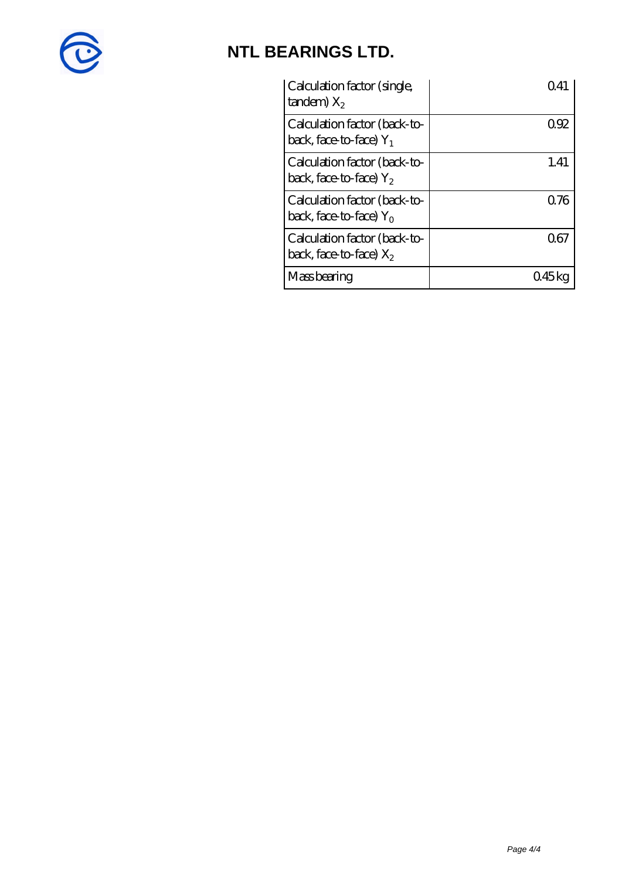| | |
|---|---|
| Calculation factor (single, tandem) $X_2$ | 0.41 |
| Calculation factor (back-to-back, face-to-face) $Y_1$ | 0.92 |
| Calculation factor (back-to-back, face-to-face) $Y_2$ | 1.41 |
| Calculation factor (back-to-back, face-to-face) $Y_0$ | 0.76 |
| Calculation factor (back-to-back, face-to-face) $X_2$ | 0.67 |
| Mass bearing | 0.45 kg |